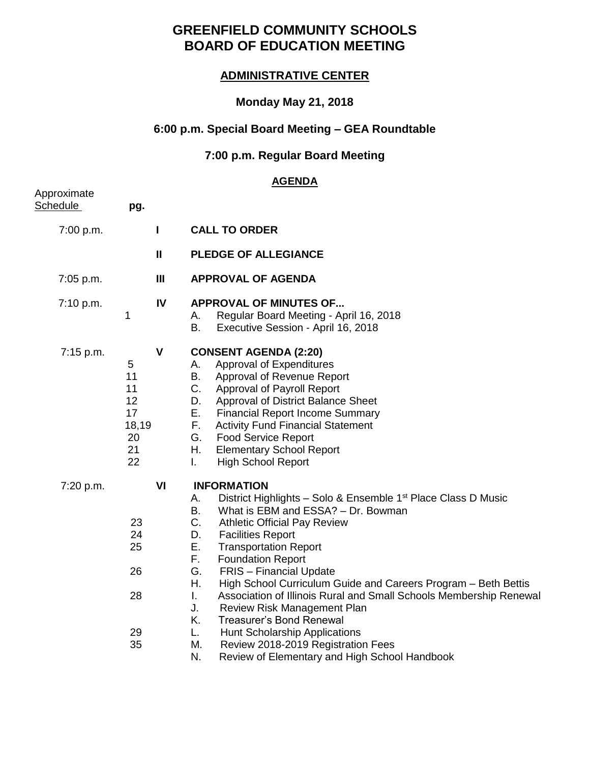# GREENFIELD COMMUNITY SCHOOLS
# BOARD OF EDUCATION MEETING

## ADMINISTRATIVE CENTER

### Monday May 21, 2018

### 6:00 p.m. Special Board Meeting – GEA Roundtable

### 7:00 p.m. Regular Board Meeting

### AGENDA

| Approximate Schedule | pg. | | |
|---|---|---|---|
| 7:00 p.m. | | I | **CALL TO ORDER** |
| | | II | **PLEDGE OF ALLEGIANCE** |
| 7:05 p.m. | | III | **APPROVAL OF AGENDA** |
| 7:10 p.m. | | IV | **APPROVAL OF MINUTES OF...** |
| | 1 | | A. Regular Board Meeting - April 16, 2018 |
| | | | B. Executive Session - April 16, 2018 |
| 7:15 p.m. | | V | **CONSENT AGENDA (2:20)** |
| | 5 | | A. Approval of Expenditures |
| | 11 | | B. Approval of Revenue Report |
| | 11 | | C. Approval of Payroll Report |
| | 12 | | D. Approval of District Balance Sheet |
| | 17 | | E. Financial Report Income Summary |
| | 18,19 | | F. Activity Fund Financial Statement |
| | 20 | | G. Food Service Report |
| | 21 | | H. Elementary School Report |
| | 22 | | I. High School Report |
| 7:20 p.m. | | VI | **INFORMATION** |
| | | | A. District Highlights – Solo & Ensemble 1st Place Class D Music |
| | | | B. What is EBM and ESSA? – Dr. Bowman |
| | 23 | | C. Athletic Official Pay Review |
| | 24 | | D. Facilities Report |
| | 25 | | E. Transportation Report |
| | | | F. Foundation Report |
| | 26 | | G. FRIS – Financial Update |
| | | | H. High School Curriculum Guide and Careers Program – Beth Bettis |
| | 28 | | I. Association of Illinois Rural and Small Schools Membership Renewal |
| | | | J. Review Risk Management Plan |
| | | | K. Treasurer's Bond Renewal |
| | 29 | | L. Hunt Scholarship Applications |
| | 35 | | M. Review 2018-2019 Registration Fees |
| | | | N. Review of Elementary and High School Handbook |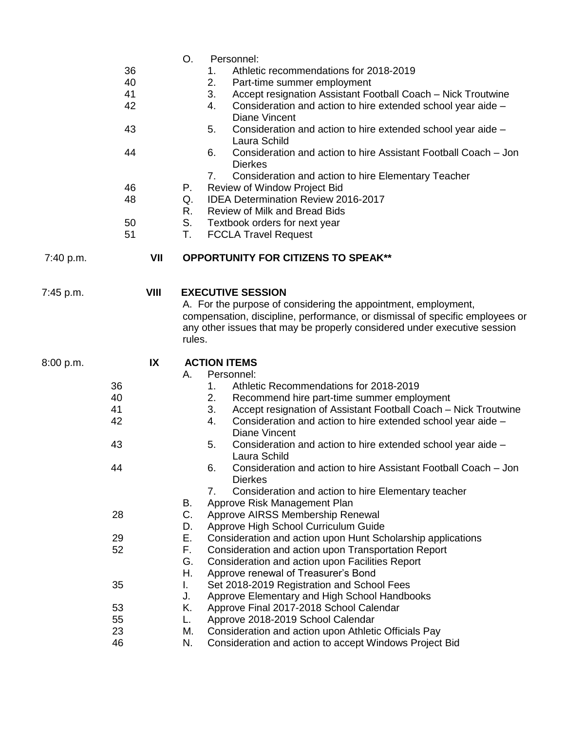| Time | Page | Section | Item |
|---|---|---|---|
| | | | O. Personnel: |
| | 36 | | 1. Athletic recommendations for 2018-2019 |
| | 40 | | 2. Part-time summer employment |
| | 41 | | 3. Accept resignation Assistant Football Coach – Nick Troutwine |
| | 42 | | 4. Consideration and action to hire extended school year aide – Diane Vincent |
| | 43 | | 5. Consideration and action to hire extended school year aide – Laura Schild |
| | 44 | | 6. Consideration and action to hire Assistant Football Coach – Jon Dierkes |
| | | | 7. Consideration and action to hire Elementary Teacher |
| | 46 | | P. Review of Window Project Bid |
| | 48 | | Q. IDEA Determination Review 2016-2017 |
| | | | R. Review of Milk and Bread Bids |
| | 50 | | S. Textbook orders for next year |
| | 51 | | T. FCCLA Travel Request |
| 7:40 p.m. | | **VII** | **OPPORTUNITY FOR CITIZENS TO SPEAK**** |
| 7:45 p.m. | | **VIII** | **EXECUTIVE SESSION** |
| | | | A. For the purpose of considering the appointment, employment, compensation, discipline, performance, or dismissal of specific employees or any other issues that may be properly considered under executive session rules. |
| 8:00 p.m. | | **IX** | **ACTION ITEMS** |
| | | | A. Personnel: |
| | 36 | | 1. Athletic Recommendations for 2018-2019 |
| | 40 | | 2. Recommend hire part-time summer employment |
| | 41 | | 3. Accept resignation of Assistant Football Coach – Nick Troutwine |
| | 42 | | 4. Consideration and action to hire extended school year aide – Diane Vincent |
| | 43 | | 5. Consideration and action to hire extended school year aide – Laura Schild |
| | 44 | | 6. Consideration and action to hire Assistant Football Coach – Jon Dierkes |
| | | | 7. Consideration and action to hire Elementary teacher |
| | | | B. Approve Risk Management Plan |
| | 28 | | C. Approve AIRSS Membership Renewal |
| | | | D. Approve High School Curriculum Guide |
| | 29 | | E. Consideration and action upon Hunt Scholarship applications |
| | 52 | | F. Consideration and action upon Transportation Report |
| | | | G. Consideration and action upon Facilities Report |
| | | | H. Approve renewal of Treasurer's Bond |
| | 35 | | I. Set 2018-2019 Registration and School Fees |
| | | | J. Approve Elementary and High School Handbooks |
| | 53 | | K. Approve Final 2017-2018 School Calendar |
| | 55 | | L. Approve 2018-2019 School Calendar |
| | 23 | | M. Consideration and action upon Athletic Officials Pay |
| | 46 | | N. Consideration and action to accept Windows Project Bid |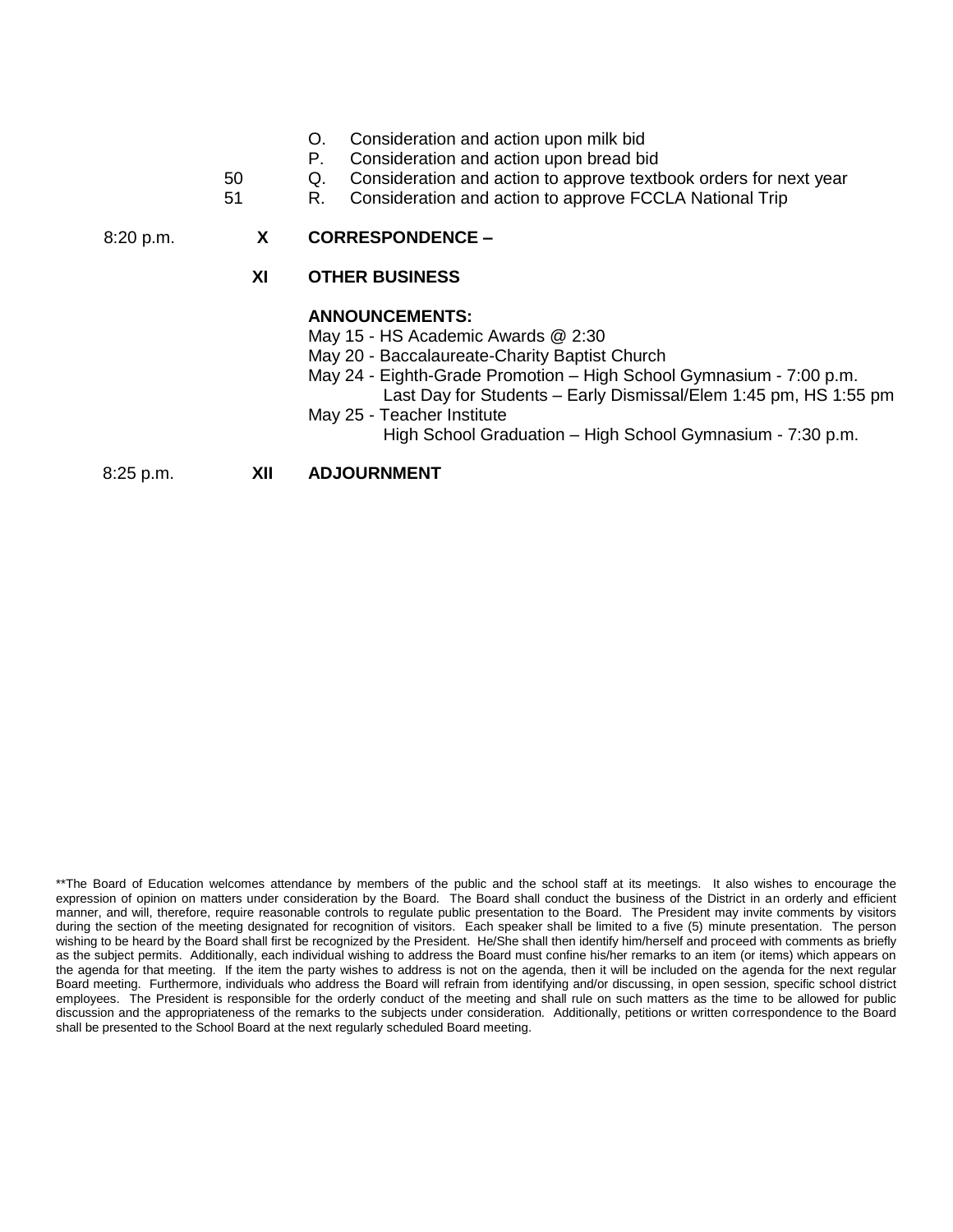50 Q. Consideration and action to approve textbook orders for next year

51 R. Consideration and action to approve FCCLA National Trip

O. Consideration and action upon milk bid

P. Consideration and action upon bread bid

8:20 p.m. **X CORRESPONDENCE –**

**XI OTHER BUSINESS**

**ANNOUNCEMENTS:**

May 15 - HS Academic Awards @ 2:30

May 20 - Baccalaureate-Charity Baptist Church

May 24 - Eighth-Grade Promotion – High School Gymnasium - 7:00 p.m.
Last Day for Students – Early Dismissal/Elem 1:45 pm, HS 1:55 pm

May 25 - Teacher Institute
High School Graduation – High School Gymnasium - 7:30 p.m.

8:25 p.m. **XII ADJOURNMENT**

**The Board of Education welcomes attendance by members of the public and the school staff at its meetings. It also wishes to encourage the expression of opinion on matters under consideration by the Board. The Board shall conduct the business of the District in an orderly and efficient manner, and will, therefore, require reasonable controls to regulate public presentation to the Board. The President may invite comments by visitors during the section of the meeting designated for recognition of visitors. Each speaker shall be limited to a five (5) minute presentation. The person wishing to be heard by the Board shall first be recognized by the President. He/She shall then identify him/herself and proceed with comments as briefly as the subject permits. Additionally, each individual wishing to address the Board must confine his/her remarks to an item (or items) which appears on the agenda for that meeting. If the item the party wishes to address is not on the agenda, then it will be included on the agenda for the next regular Board meeting. Furthermore, individuals who address the Board will refrain from identifying and/or discussing, in open session, specific school district employees. The President is responsible for the orderly conduct of the meeting and shall rule on such matters as the time to be allowed for public discussion and the appropriateness of the remarks to the subjects under consideration. Additionally, petitions or written correspondence to the Board shall be presented to the School Board at the next regularly scheduled Board meeting.